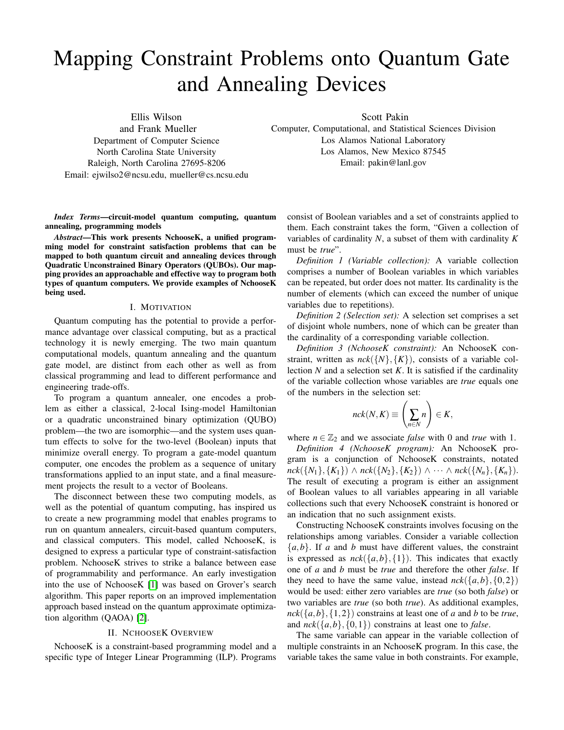# Mapping Constraint Problems onto Quantum Gate and Annealing Devices

Ellis Wilson
and Frank Mueller
Department of Computer Science
North Carolina State University
Raleigh, North Carolina 27695-8206
Email: ejwilso2@ncsu.edu, mueller@cs.ncsu.edu

Scott Pakin
Computer, Computational, and Statistical Sciences Division
Los Alamos National Laboratory
Los Alamos, New Mexico 87545
Email: pakin@lanl.gov

***Index Terms*—circuit-model quantum computing, quantum annealing, programming models**

***Abstract*—This work presents NchooseK, a unified programming model for constraint satisfaction problems that can be mapped to both quantum circuit and annealing devices through Quadratic Unconstrained Binary Operators (QUBOs). Our mapping provides an approachable and effective way to program both types of quantum computers. We provide examples of NchooseK being used.**

## I. Motivation

Quantum computing has the potential to provide a performance advantage over classical computing, but as a practical technology it is newly emerging. The two main quantum computational models, quantum annealing and the quantum gate model, are distinct from each other as well as from classical programming and lead to different performance and engineering trade-offs.

To program a quantum annealer, one encodes a problem as either a classical, 2-local Ising-model Hamiltonian or a quadratic unconstrained binary optimization (QUBO) problem—the two are isomorphic—and the system uses quantum effects to solve for the two-level (Boolean) inputs that minimize overall energy. To program a gate-model quantum computer, one encodes the problem as a sequence of unitary transformations applied to an input state, and a final measurement projects the result to a vector of Booleans.

The disconnect between these two computing models, as well as the potential of quantum computing, has inspired us to create a new programming model that enables programs to run on quantum annealers, circuit-based quantum computers, and classical computers. This model, called NchooseK, is designed to express a particular type of constraint-satisfaction problem. NchooseK strives to strike a balance between ease of programmability and performance. An early investigation into the use of NchooseK [1] was based on Grover's search algorithm. This paper reports on an improved implementation approach based instead on the quantum approximate optimization algorithm (QAOA) [2].

## II. NchooseK Overview

NchooseK is a constraint-based programming model and a specific type of Integer Linear Programming (ILP). Programs consist of Boolean variables and a set of constraints applied to them. Each constraint takes the form, "Given a collection of variables of cardinality $N$, a subset of them with cardinality $K$ must be *true*".

*Definition 1 (Variable collection):* A variable collection comprises a number of Boolean variables in which variables can be repeated, but order does not matter. Its cardinality is the number of elements (which can exceed the number of unique variables due to repetitions).

*Definition 2 (Selection set):* A selection set comprises a set of disjoint whole numbers, none of which can be greater than the cardinality of a corresponding variable collection.

*Definition 3 (NchooseK constraint):* An NchooseK constraint, written as $nck(\{N\},\{K\})$, consists of a variable collection $N$ and a selection set $K$. It is satisfied if the cardinality of the variable collection whose variables are *true* equals one of the numbers in the selection set:

$$nck(N,K) \equiv \left(\sum_{n \in N} n\right) \in K,$$

where $n \in \mathbb{Z}_2$ and we associate *false* with 0 and *true* with 1.

*Definition 4 (NchooseK program):* An NchooseK program is a conjunction of NchooseK constraints, notated $nck(\{N_1\},\{K_1\}) \wedge nck(\{N_2\},\{K_2\}) \wedge \cdots \wedge nck(\{N_n\},\{K_n\})$. The result of executing a program is either an assignment of Boolean values to all variables appearing in all variable collections such that every NchooseK constraint is honored or an indication that no such assignment exists.

Constructing NchooseK constraints involves focusing on the relationships among variables. Consider a variable collection $\{a,b\}$. If $a$ and $b$ must have different values, the constraint is expressed as $nck(\{a,b\},\{1\})$. This indicates that exactly one of $a$ and $b$ must be *true* and therefore the other *false*. If they need to have the same value, instead $nck(\{a,b\},\{0,2\})$ would be used: either zero variables are *true* (so both *false*) or two variables are *true* (so both *true*). As additional examples, $nck(\{a,b\},\{1,2\})$ constrains at least one of $a$ and $b$ to be *true*, and $nck(\{a,b\},\{0,1\})$ constrains at least one to *false*.

The same variable can appear in the variable collection of multiple constraints in an NchooseK program. In this case, the variable takes the same value in both constraints. For example,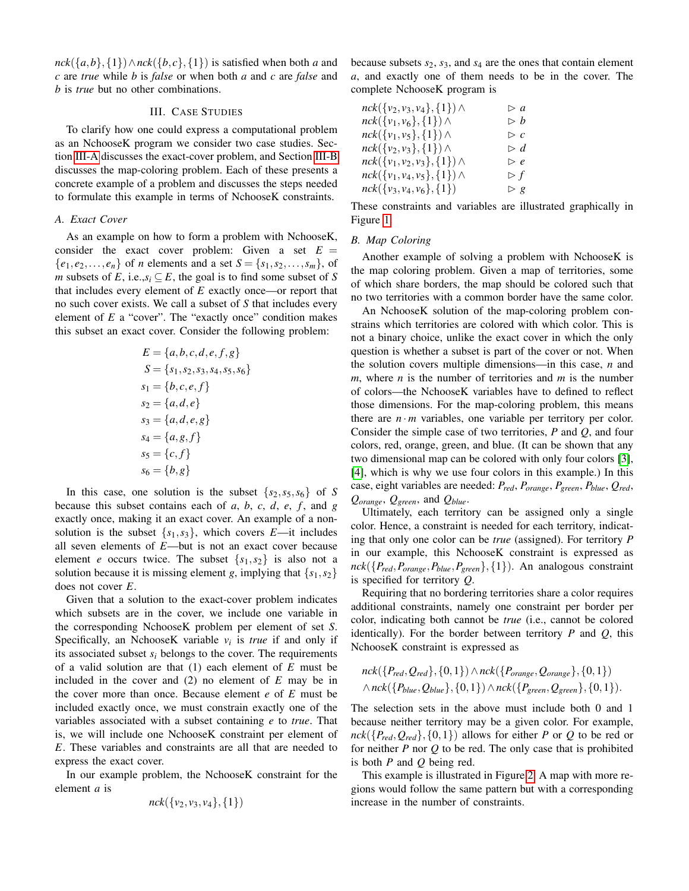$nck(\{a,b\},\{1\}) \land nck(\{b,c\},\{1\})$ is satisfied when both $a$ and $c$ are *true* while $b$ is *false* or when both $a$ and $c$ are *false* and $b$ is *true* but no other combinations.

## III. Case Studies

To clarify how one could express a computational problem as an NchooseK program we consider two case studies. Section III-A discusses the exact-cover problem, and Section III-B discusses the map-coloring problem. Each of these presents a concrete example of a problem and discusses the steps needed to formulate this example in terms of NchooseK constraints.

### A. Exact Cover

As an example on how to form a problem with NchooseK, consider the exact cover problem: Given a set $E = \{e_1, e_2, \ldots, e_n\}$ of $n$ elements and a set $S = \{s_1, s_2, \ldots, s_m\}$, of $m$ subsets of $E$, i.e.,$s_i \subseteq E$, the goal is to find some subset of $S$ that includes every element of $E$ exactly once—or report that no such cover exists. We call a subset of $S$ that includes every element of $E$ a "cover". The "exactly once" condition makes this subset an exact cover. Consider the following problem:

$$
\begin{aligned}
E &= \{a,b,c,d,e,f,g\} \\
S &= \{s_1,s_2,s_3,s_4,s_5,s_6\} \\
s_1 &= \{b,c,e,f\} \\
s_2 &= \{a,d,e\} \\
s_3 &= \{a,d,e,g\} \\
s_4 &= \{a,g,f\} \\
s_5 &= \{c,f\} \\
s_6 &= \{b,g\}
\end{aligned}
$$

In this case, one solution is the subset $\{s_2, s_5, s_6\}$ of $S$ because this subset contains each of $a$, $b$, $c$, $d$, $e$, $f$, and $g$ exactly once, making it an exact cover. An example of a non-solution is the subset $\{s_1, s_3\}$, which covers $E$—it includes all seven elements of $E$—but is not an exact cover because element $e$ occurs twice. The subset $\{s_1, s_2\}$ is also not a solution because it is missing element $g$, implying that $\{s_1, s_2\}$ does not cover $E$.

Given that a solution to the exact-cover problem indicates which subsets are in the cover, we include one variable in the corresponding NchooseK problem per element of set $S$. Specifically, an NchooseK variable $v_i$ is *true* if and only if its associated subset $s_i$ belongs to the cover. The requirements of a valid solution are that (1) each element of $E$ must be included in the cover and (2) no element of $E$ may be in the cover more than once. Because element $e$ of $E$ must be included exactly once, we must constrain exactly one of the variables associated with a subset containing $e$ to *true*. That is, we will include one NchooseK constraint per element of $E$. These variables and constraints are all that are needed to express the exact cover.

In our example problem, the NchooseK constraint for the element $a$ is

$$nck(\{v_2,v_3,v_4\},\{1\})$$

because subsets $s_2$, $s_3$, and $s_4$ are the ones that contain element $a$, and exactly one of them needs to be in the cover. The complete NchooseK program is

$$
\begin{aligned}
&nck(\{v_2,v_3,v_4\},\{1\}) \land && \triangleright\ a \\
&nck(\{v_1,v_6\},\{1\}) \land && \triangleright\ b \\
&nck(\{v_1,v_5\},\{1\}) \land && \triangleright\ c \\
&nck(\{v_2,v_3\},\{1\}) \land && \triangleright\ d \\
&nck(\{v_1,v_2,v_3\},\{1\}) \land && \triangleright\ e \\
&nck(\{v_1,v_4,v_5\},\{1\}) \land && \triangleright\ f \\
&nck(\{v_3,v_4,v_6\},\{1\}) && \triangleright\ g
\end{aligned}
$$

These constraints and variables are illustrated graphically in Figure 1.

### B. Map Coloring

Another example of solving a problem with NchooseK is the map coloring problem. Given a map of territories, some of which share borders, the map should be colored such that no two territories with a common border have the same color.

An NchooseK solution of the map-coloring problem constrains which territories are colored with which color. This is not a binary choice, unlike the exact cover in which the only question is whether a subset is part of the cover or not. When the solution covers multiple dimensions—in this case, $n$ and $m$, where $n$ is the number of territories and $m$ is the number of colors—the NchooseK variables have to defined to reflect those dimensions. For the map-coloring problem, this means there are $n \cdot m$ variables, one variable per territory per color. Consider the simple case of two territories, $P$ and $Q$, and four colors, red, orange, green, and blue. (It can be shown that any two dimensional map can be colored with only four colors [3], [4], which is why we use four colors in this example.) In this case, eight variables are needed: $P_{red}$, $P_{orange}$, $P_{green}$, $P_{blue}$, $Q_{red}$, $Q_{orange}$, $Q_{green}$, and $Q_{blue}$.

Ultimately, each territory can be assigned only a single color. Hence, a constraint is needed for each territory, indicating that only one color can be *true* (assigned). For territory $P$ in our example, this NchooseK constraint is expressed as $nck(\{P_{red}, P_{orange}, P_{blue}, P_{green}\}, \{1\})$. An analogous constraint is specified for territory $Q$.

Requiring that no bordering territories share a color requires additional constraints, namely one constraint per border per color, indicating both cannot be *true* (i.e., cannot be colored identically). For the border between territory $P$ and $Q$, this NchooseK constraint is expressed as

$$
\begin{aligned}
&nck(\{P_{red},Q_{red}\},\{0,1\}) \land nck(\{P_{orange},Q_{orange}\},\{0,1\}) \\
&\land nck(\{P_{blue},Q_{blue}\},\{0,1\}) \land nck(\{P_{green},Q_{green}\},\{0,1\}).
\end{aligned}
$$

The selection sets in the above must include both 0 and 1 because neither territory may be a given color. For example, $nck(\{P_{red}, Q_{red}\}, \{0,1\})$ allows for either $P$ or $Q$ to be red or for neither $P$ nor $Q$ to be red. The only case that is prohibited is both $P$ and $Q$ being red.

This example is illustrated in Figure 2. A map with more regions would follow the same pattern but with a corresponding increase in the number of constraints.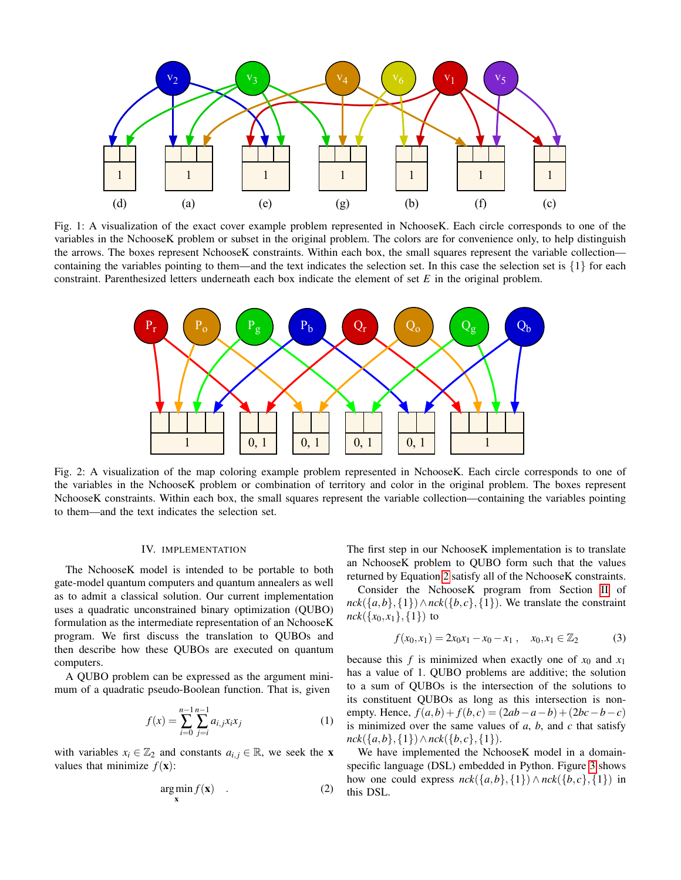Fig. 1: A visualization of the exact cover example problem represented in NchooseK. Each circle corresponds to one of the variables in the NchooseK problem or subset in the original problem. The colors are for convenience only, to help distinguish the arrows. The boxes represent NchooseK constraints. Within each box, the small squares represent the variable collection—containing the variables pointing to them—and the text indicates the selection set. In this case the selection set is $\{1\}$ for each constraint. Parenthesized letters underneath each box indicate the element of set $E$ in the original problem.

Fig. 2: A visualization of the map coloring example problem represented in NchooseK. Each circle corresponds to one of the variables in the NchooseK problem or combination of territory and color in the original problem. The boxes represent NchooseK constraints. Within each box, the small squares represent the variable collection—containing the variables pointing to them—and the text indicates the selection set.

## IV. Implementation

The NchooseK model is intended to be portable to both gate-model quantum computers and quantum annealers as well as to admit a classical solution. Our current implementation uses a quadratic unconstrained binary optimization (QUBO) formulation as the intermediate representation of an NchooseK program. We first discuss the translation to QUBOs and then describe how these QUBOs are executed on quantum computers.

A QUBO problem can be expressed as the argument minimum of a quadratic pseudo-Boolean function. That is, given

$$f(x) = \sum_{i=0}^{n-1} \sum_{j=i}^{n-1} a_{i,j} x_i x_j \tag{1}$$

with variables $x_i \in \mathbb{Z}_2$ and constants $a_{i,j} \in \mathbb{R}$, we seek the $\mathbf{x}$ values that minimize $f(\mathbf{x})$:

$$\underset{\mathbf{x}}{\arg\min}\, f(\mathbf{x}) \quad . \tag{2}$$

The first step in our NchooseK implementation is to translate an NchooseK problem to QUBO form such that the values returned by Equation 2 satisfy all of the NchooseK constraints.

Consider the NchooseK program from Section II of $nck(\{a,b\},\{1\}) \wedge nck(\{b,c\},\{1\})$. We translate the constraint $nck(\{x_0,x_1\},\{1\})$ to

$$f(x_0,x_1) = 2x_0x_1 - x_0 - x_1 \;, \quad x_0, x_1 \in \mathbb{Z}_2 \tag{3}$$

because this $f$ is minimized when exactly one of $x_0$ and $x_1$ has a value of 1. QUBO problems are additive; the solution to a sum of QUBOs is the intersection of the solutions to its constituent QUBOs as long as this intersection is non-empty. Hence, $f(a,b) + f(b,c) = (2ab - a - b) + (2bc - b - c)$ is minimized over the same values of $a$, $b$, and $c$ that satisfy $nck(\{a,b\},\{1\}) \wedge nck(\{b,c\},\{1\})$.

We have implemented the NchooseK model in a domain-specific language (DSL) embedded in Python. Figure 3 shows how one could express $nck(\{a,b\},\{1\}) \wedge nck(\{b,c\},\{1\})$ in this DSL.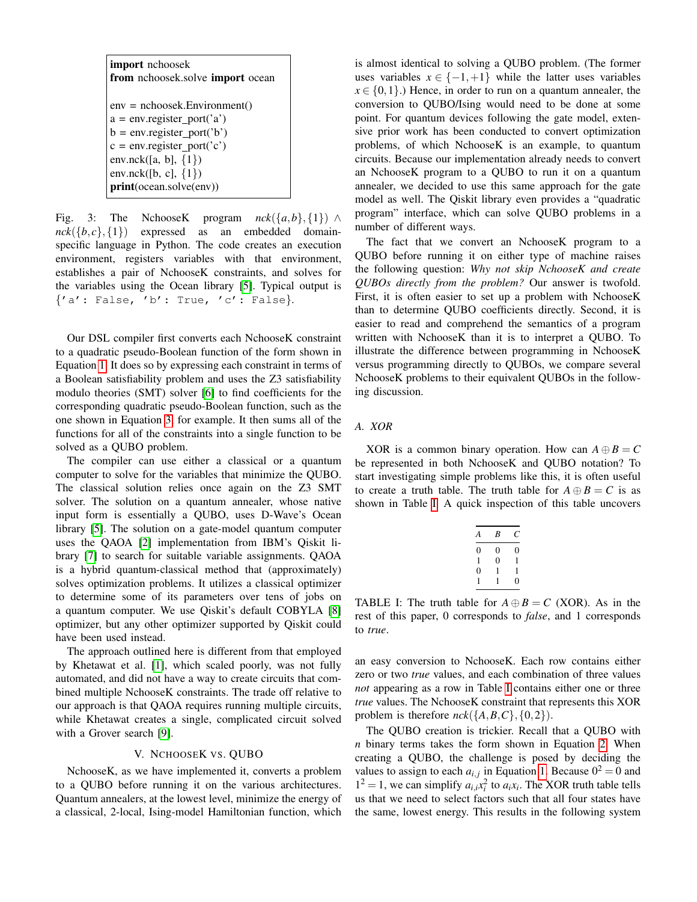```
import nchoosek
from nchoosek.solve import ocean

env = nchoosek.Environment()
a = env.register_port('a')
b = env.register_port('b')
c = env.register_port('c')
env.nck([a, b], {1})
env.nck([b, c], {1})
print(ocean.solve(env))
```

Fig. 3: The NchooseK program $nck(\{a,b\},\{1\}) \wedge nck(\{b,c\},\{1\})$ expressed as an embedded domain-specific language in Python. The code creates an execution environment, registers variables with that environment, establishes a pair of NchooseK constraints, and solves for the variables using the Ocean library [5]. Typical output is `{'a': False, 'b': True, 'c': False}`.

Our DSL compiler first converts each NchooseK constraint to a quadratic pseudo-Boolean function of the form shown in Equation 1. It does so by expressing each constraint in terms of a Boolean satisfiability problem and uses the Z3 satisfiability modulo theories (SMT) solver [6] to find coefficients for the corresponding quadratic pseudo-Boolean function, such as the one shown in Equation 3, for example. It then sums all of the functions for all of the constraints into a single function to be solved as a QUBO problem.

The compiler can use either a classical or a quantum computer to solve for the variables that minimize the QUBO. The classical solution relies once again on the Z3 SMT solver. The solution on a quantum annealer, whose native input form is essentially a QUBO, uses D-Wave's Ocean library [5]. The solution on a gate-model quantum computer uses the QAOA [2] implementation from IBM's Qiskit library [7] to search for suitable variable assignments. QAOA is a hybrid quantum-classical method that (approximately) solves optimization problems. It utilizes a classical optimizer to determine some of its parameters over tens of jobs on a quantum computer. We use Qiskit's default COBYLA [8] optimizer, but any other optimizer supported by Qiskit could have been used instead.

The approach outlined here is different from that employed by Khetawat et al. [1], which scaled poorly, was not fully automated, and did not have a way to create circuits that combined multiple NchooseK constraints. The trade off relative to our approach is that QAOA requires running multiple circuits, while Khetawat creates a single, complicated circuit solved with a Grover search [9].

## V. NchooseK vs. QUBO

NchooseK, as we have implemented it, converts a problem to a QUBO before running it on the various architectures. Quantum annealers, at the lowest level, minimize the energy of a classical, 2-local, Ising-model Hamiltonian function, which is almost identical to solving a QUBO problem. (The former uses variables $x \in \{-1,+1\}$ while the latter uses variables $x \in \{0,1\}$.) Hence, in order to run on a quantum annealer, the conversion to QUBO/Ising would need to be done at some point. For quantum devices following the gate model, extensive prior work has been conducted to convert optimization problems, of which NchooseK is an example, to quantum circuits. Because our implementation already needs to convert an NchooseK program to a QUBO to run it on a quantum annealer, we decided to use this same approach for the gate model as well. The Qiskit library even provides a "quadratic program" interface, which can solve QUBO problems in a number of different ways.

The fact that we convert an NchooseK program to a QUBO before running it on either type of machine raises the following question: *Why not skip NchooseK and create QUBOs directly from the problem?* Our answer is twofold. First, it is often easier to set up a problem with NchooseK than to determine QUBO coefficients directly. Second, it is easier to read and comprehend the semantics of a program written with NchooseK than it is to interpret a QUBO. To illustrate the difference between programming in NchooseK versus programming directly to QUBOs, we compare several NchooseK problems to their equivalent QUBOs in the following discussion.

### A. XOR

XOR is a common binary operation. How can $A \oplus B = C$ be represented in both NchooseK and QUBO notation? To start investigating simple problems like this, it is often useful to create a truth table. The truth table for $A \oplus B = C$ is as shown in Table I. A quick inspection of this table uncovers

| $A$ | $B$ | $C$ |
|---|---|---|
| 0 | 0 | 0 |
| 1 | 0 | 1 |
| 0 | 1 | 1 |
| 1 | 1 | 0 |

TABLE I: The truth table for $A \oplus B = C$ (XOR). As in the rest of this paper, 0 corresponds to *false*, and 1 corresponds to *true*.

an easy conversion to NchooseK. Each row contains either zero or two *true* values, and each combination of three values *not* appearing as a row in Table I contains either one or three *true* values. The NchooseK constraint that represents this XOR problem is therefore $nck(\{A,B,C\},\{0,2\})$.

The QUBO creation is trickier. Recall that a QUBO with $n$ binary terms takes the form shown in Equation 2. When creating a QUBO, the challenge is posed by deciding the values to assign to each $a_{i,j}$ in Equation 1. Because $0^2 = 0$ and $1^2 = 1$, we can simplify $a_{i,i}x_i^2$ to $a_i x_i$. The XOR truth table tells us that we need to select factors such that all four states have the same, lowest energy. This results in the following system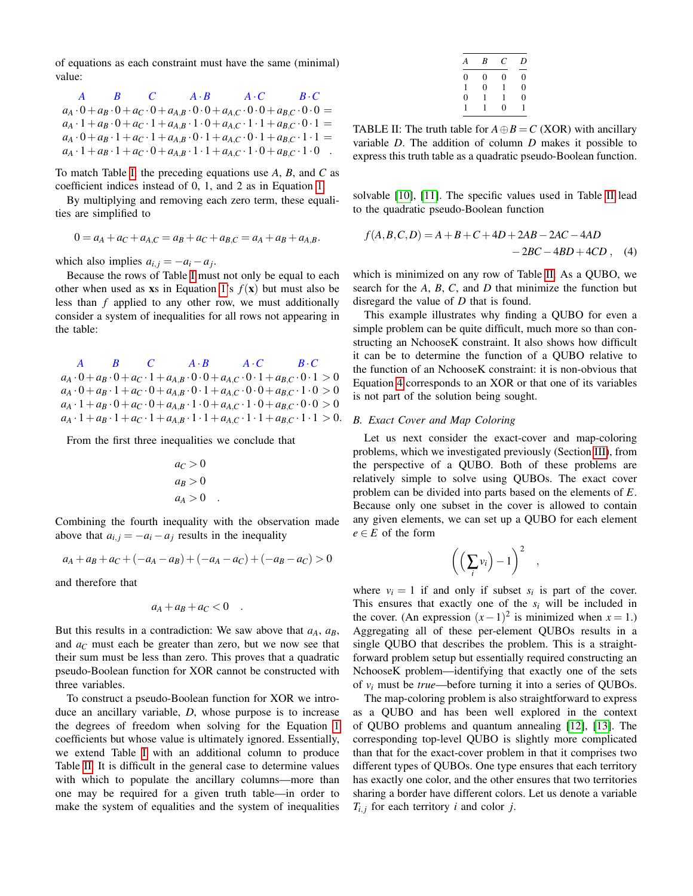of equations as each constraint must have the same (minimal) value:

$$
\begin{array}{l}
\quad\;\; A \qquad\;\; B \qquad\;\; C \qquad\quad A\cdot B \qquad\quad A\cdot C \qquad\quad B\cdot C \\
a_A\cdot 0 + a_B\cdot 0 + a_C\cdot 0 + a_{A,B}\cdot 0\cdot 0 + a_{A,C}\cdot 0\cdot 0 + a_{B,C}\cdot 0\cdot 0 = \\
a_A\cdot 1 + a_B\cdot 0 + a_C\cdot 1 + a_{A,B}\cdot 1\cdot 0 + a_{A,C}\cdot 1\cdot 1 + a_{B,C}\cdot 0\cdot 1 = \\
a_A\cdot 0 + a_B\cdot 1 + a_C\cdot 1 + a_{A,B}\cdot 0\cdot 1 + a_{A,C}\cdot 0\cdot 1 + a_{B,C}\cdot 1\cdot 1 = \\
a_A\cdot 1 + a_B\cdot 1 + a_C\cdot 0 + a_{A,B}\cdot 1\cdot 1 + a_{A,C}\cdot 1\cdot 0 + a_{B,C}\cdot 1\cdot 0 \quad .
\end{array}
$$

To match Table I, the preceding equations use $A$, $B$, and $C$ as coefficient indices instead of 0, 1, and 2 as in Equation 1.

By multiplying and removing each zero term, these equalities are simplified to

$$0 = a_A + a_C + a_{A,C} = a_B + a_C + a_{B,C} = a_A + a_B + a_{A,B}.$$

which also implies $a_{i,j} = -a_i - a_j$.

Because the rows of Table I must not only be equal to each other when used as $\mathbf{x}$s in Equation 1's $f(\mathbf{x})$ but must also be less than $f$ applied to any other row, we must additionally consider a system of inequalities for all rows not appearing in the table:

$$
\begin{array}{l}
\quad\;\; A \qquad\;\; B \qquad\;\; C \qquad\quad A\cdot B \qquad\quad A\cdot C \qquad\quad B\cdot C \\
a_A\cdot 0 + a_B\cdot 0 + a_C\cdot 1 + a_{A,B}\cdot 0\cdot 0 + a_{A,C}\cdot 0\cdot 1 + a_{B,C}\cdot 0\cdot 1 > 0 \\
a_A\cdot 0 + a_B\cdot 1 + a_C\cdot 0 + a_{A,B}\cdot 0\cdot 1 + a_{A,C}\cdot 0\cdot 0 + a_{B,C}\cdot 1\cdot 0 > 0 \\
a_A\cdot 1 + a_B\cdot 0 + a_C\cdot 0 + a_{A,B}\cdot 1\cdot 0 + a_{A,C}\cdot 1\cdot 0 + a_{B,C}\cdot 0\cdot 0 > 0 \\
a_A\cdot 1 + a_B\cdot 1 + a_C\cdot 1 + a_{A,B}\cdot 1\cdot 1 + a_{A,C}\cdot 1\cdot 1 + a_{B,C}\cdot 1\cdot 1 > 0.
\end{array}
$$

From the first three inequalities we conclude that

$$
\begin{array}{l}
a_C > 0 \\
a_B > 0 \\
a_A > 0 \quad .
\end{array}
$$

Combining the fourth inequality with the observation made above that $a_{i,j} = -a_i - a_j$ results in the inequality

$$a_A + a_B + a_C + (-a_A - a_B) + (-a_A - a_C) + (-a_B - a_C) > 0$$

and therefore that

$$a_A + a_B + a_C < 0 \quad .$$

But this results in a contradiction: We saw above that $a_A$, $a_B$, and $a_C$ must each be greater than zero, but we now see that their sum must be less than zero. This proves that a quadratic pseudo-Boolean function for XOR cannot be constructed with three variables.

To construct a pseudo-Boolean function for XOR we introduce an ancillary variable, $D$, whose purpose is to increase the degrees of freedom when solving for the Equation 1 coefficients but whose value is ultimately ignored. Essentially, we extend Table I with an additional column to produce Table II. It is difficult in the general case to determine values with which to populate the ancillary columns—more than one may be required for a given truth table—in order to make the system of equalities and the system of inequalities solvable [10], [11]. The specific values used in Table II lead to the quadratic pseudo-Boolean function

| $A$ | $B$ | $C$ | $D$ |
|---|---|---|---|
| 0 | 0 | 0 | 0 |
| 1 | 0 | 1 | 0 |
| 0 | 1 | 1 | 0 |
| 1 | 1 | 0 | 1 |

TABLE II: The truth table for $A \oplus B = C$ (XOR) with ancillary variable $D$. The addition of column $D$ makes it possible to express this truth table as a quadratic pseudo-Boolean function.

$$
\begin{aligned}
f(A,B,C,D) = A + B + C + 4D + 2AB - 2AC - 4AD \\
- 2BC - 4BD + 4CD\ , \quad (4)
\end{aligned}
$$

which is minimized on any row of Table II. As a QUBO, we search for the $A$, $B$, $C$, and $D$ that minimize the function but disregard the value of $D$ that is found.

This example illustrates why finding a QUBO for even a simple problem can be quite difficult, much more so than constructing an NchooseK constraint. It also shows how difficult it can be to determine the function of a QUBO relative to the function of an NchooseK constraint: it is non-obvious that Equation 4 corresponds to an XOR or that one of its variables is not part of the solution being sought.

### B. Exact Cover and Map Coloring

Let us next consider the exact-cover and map-coloring problems, which we investigated previously (Section III), from the perspective of a QUBO. Both of these problems are relatively simple to solve using QUBOs. The exact cover problem can be divided into parts based on the elements of $E$. Because only one subset in the cover is allowed to contain any given elements, we can set up a QUBO for each element $e \in E$ of the form

$$\left( \left( \sum_i v_i \right) - 1 \right)^2 \quad ,$$

where $v_i = 1$ if and only if subset $s_i$ is part of the cover. This ensures that exactly one of the $s_i$ will be included in the cover. (An expression $(x-1)^2$ is minimized when $x = 1$.) Aggregating all of these per-element QUBOs results in a single QUBO that describes the problem. This is a straightforward problem setup but essentially required constructing an NchooseK problem—identifying that exactly one of the sets of $v_i$ must be *true*—before turning it into a series of QUBOs.

The map-coloring problem is also straightforward to express as a QUBO and has been well explored in the context of QUBO problems and quantum annealing [12], [13]. The corresponding top-level QUBO is slightly more complicated than that for the exact-cover problem in that it comprises two different types of QUBOs. One type ensures that each territory has exactly one color, and the other ensures that two territories sharing a border have different colors. Let us denote a variable $T_{i,j}$ for each territory $i$ and color $j$.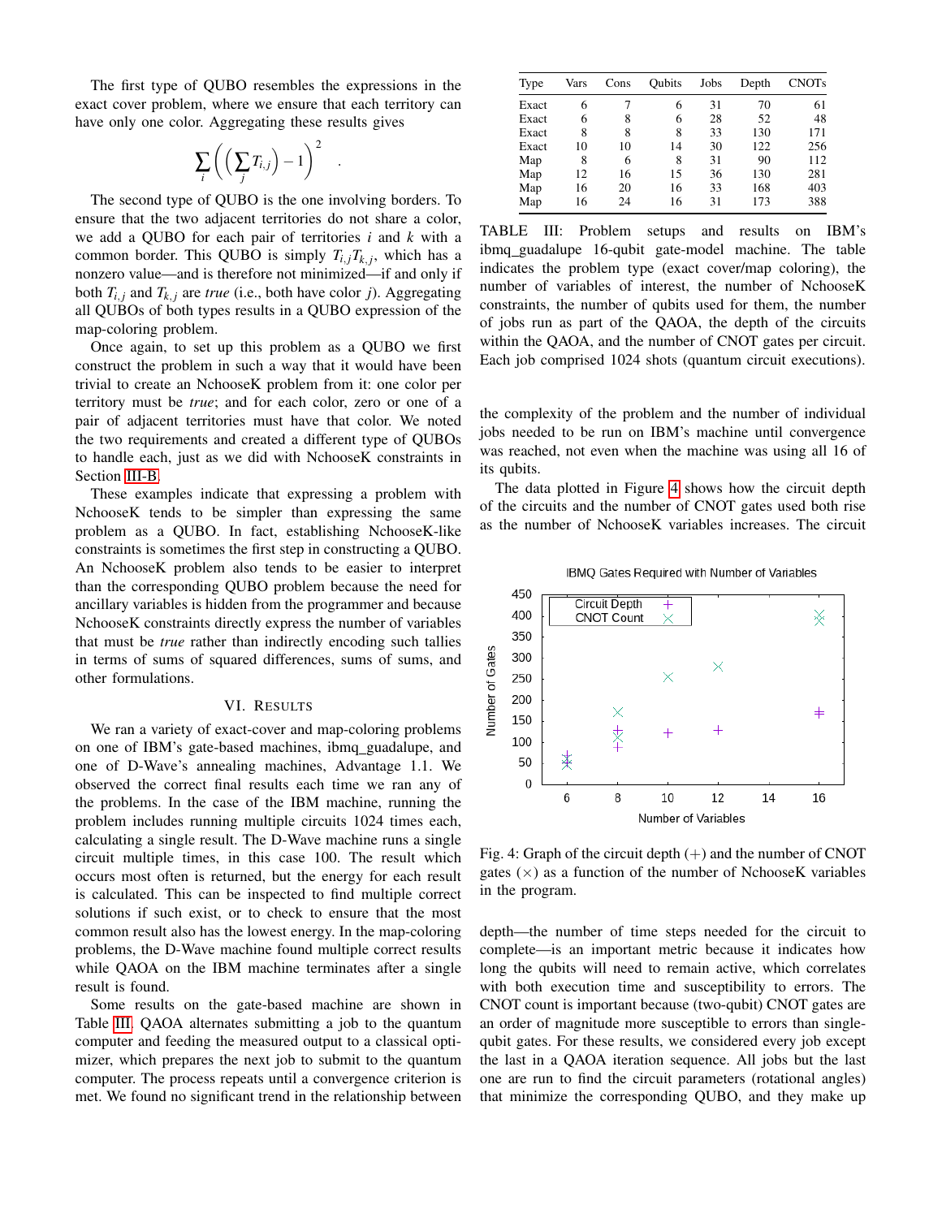The first type of QUBO resembles the expressions in the exact cover problem, where we ensure that each territory can have only one color. Aggregating these results gives

$$\sum_i \left( \left( \sum_j T_{i,j} \right) - 1 \right)^2 .$$

The second type of QUBO is the one involving borders. To ensure that the two adjacent territories do not share a color, we add a QUBO for each pair of territories $i$ and $k$ with a common border. This QUBO is simply $T_{i,j}T_{k,j}$, which has a nonzero value—and is therefore not minimized—if and only if both $T_{i,j}$ and $T_{k,j}$ are *true* (i.e., both have color $j$). Aggregating all QUBOs of both types results in a QUBO expression of the map-coloring problem.

Once again, to set up this problem as a QUBO we first construct the problem in such a way that it would have been trivial to create an NchooseK problem from it: one color per territory must be *true*; and for each color, zero or one of a pair of adjacent territories must have that color. We noted the two requirements and created a different type of QUBOs to handle each, just as we did with NchooseK constraints in Section III-B.

These examples indicate that expressing a problem with NchooseK tends to be simpler than expressing the same problem as a QUBO. In fact, establishing NchooseK-like constraints is sometimes the first step in constructing a QUBO. An NchooseK problem also tends to be easier to interpret than the corresponding QUBO problem because the need for ancillary variables is hidden from the programmer and because NchooseK constraints directly express the number of variables that must be *true* rather than indirectly encoding such tallies in terms of sums of squared differences, sums of sums, and other formulations.

## VI. Results

We ran a variety of exact-cover and map-coloring problems on one of IBM's gate-based machines, ibmq_guadalupe, and one of D-Wave's annealing machines, Advantage 1.1. We observed the correct final results each time we ran any of the problems. In the case of the IBM machine, running the problem includes running multiple circuits 1024 times each, calculating a single result. The D-Wave machine runs a single circuit multiple times, in this case 100. The result which occurs most often is returned, but the energy for each result is calculated. This can be inspected to find multiple correct solutions if such exist, or to check to ensure that the most common result also has the lowest energy. In the map-coloring problems, the D-Wave machine found multiple correct results while QAOA on the IBM machine terminates after a single result is found.

Some results on the gate-based machine are shown in Table III. QAOA alternates submitting a job to the quantum computer and feeding the measured output to a classical optimizer, which prepares the next job to submit to the quantum computer. The process repeats until a convergence criterion is met. We found no significant trend in the relationship between the complexity of the problem and the number of individual jobs needed to be run on IBM's machine until convergence was reached, not even when the machine was using all 16 of its qubits.

| Type | Vars | Cons | Qubits | Jobs | Depth | CNOTs |
|---|---|---|---|---|---|---|
| Exact | 6 | 7 | 6 | 31 | 70 | 61 |
| Exact | 6 | 8 | 6 | 28 | 52 | 48 |
| Exact | 8 | 8 | 8 | 33 | 130 | 171 |
| Exact | 10 | 10 | 14 | 30 | 122 | 256 |
| Map | 8 | 6 | 8 | 31 | 90 | 112 |
| Map | 12 | 16 | 15 | 36 | 130 | 281 |
| Map | 16 | 20 | 16 | 33 | 168 | 403 |
| Map | 16 | 24 | 16 | 31 | 173 | 388 |

TABLE III: Problem setups and results on IBM's ibmq_guadalupe 16-qubit gate-model machine. The table indicates the problem type (exact cover/map coloring), the number of variables of interest, the number of NchooseK constraints, the number of qubits used for them, the number of jobs run as part of the QAOA, the depth of the circuits within the QAOA, and the number of CNOT gates per circuit. Each job comprised 1024 shots (quantum circuit executions).

The data plotted in Figure 4 shows how the circuit depth of the circuits and the number of CNOT gates used both rise as the number of NchooseK variables increases. The circuit depth—the number of time steps needed for the circuit to complete—is an important metric because it indicates how long the qubits will need to remain active, which correlates with both execution time and susceptibility to errors. The CNOT count is important because (two-qubit) CNOT gates are an order of magnitude more susceptible to errors than single-qubit gates. For these results, we considered every job except the last in a QAOA iteration sequence. All jobs but the last one are run to find the circuit parameters (rotational angles) that minimize the corresponding QUBO, and they make up

Fig. 4: Graph of the circuit depth (+) and the number of CNOT gates (×) as a function of the number of NchooseK variables in the program.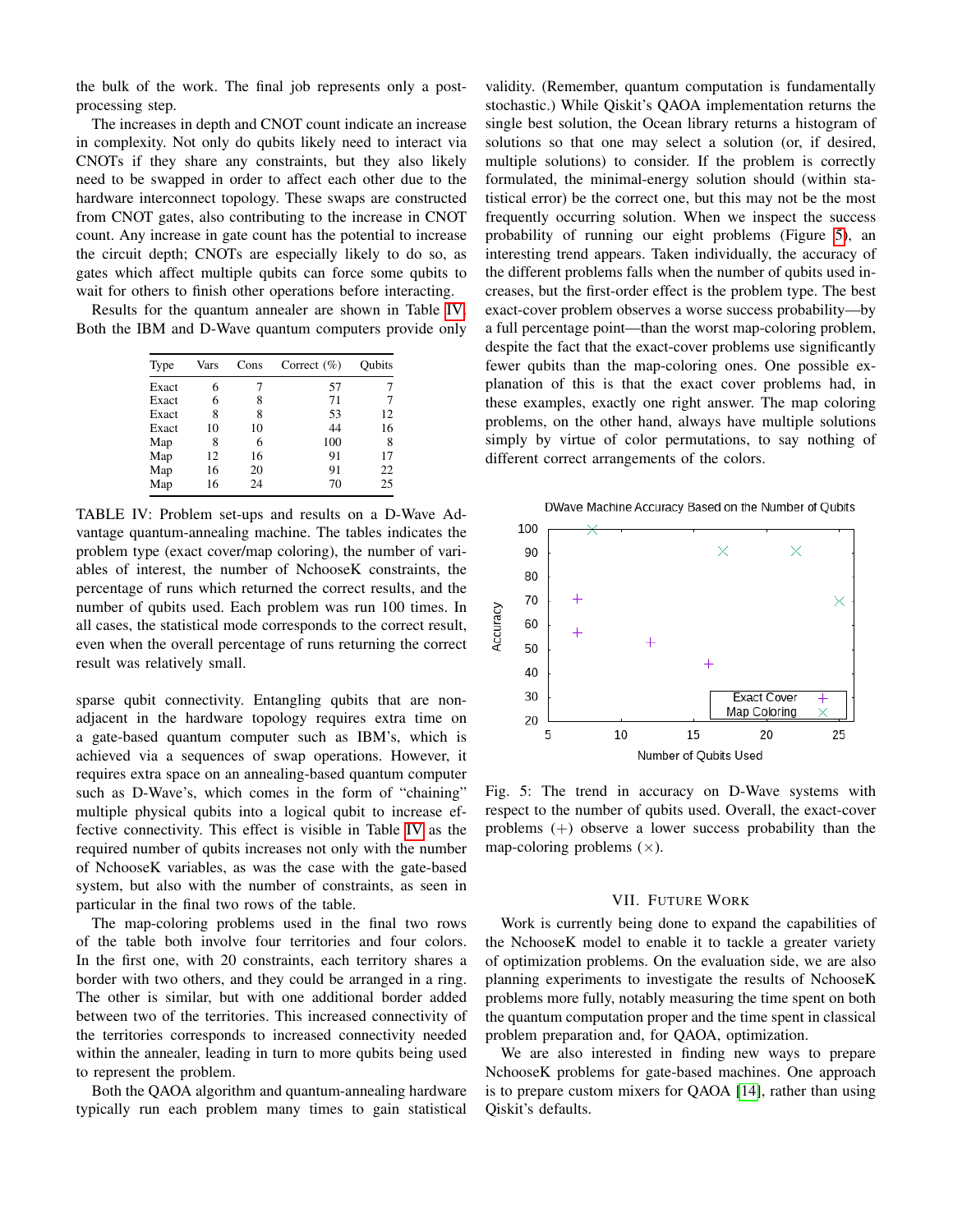the bulk of the work. The final job represents only a post-processing step.

The increases in depth and CNOT count indicate an increase in complexity. Not only do qubits likely need to interact via CNOTs if they share any constraints, but they also likely need to be swapped in order to affect each other due to the hardware interconnect topology. These swaps are constructed from CNOT gates, also contributing to the increase in CNOT count. Any increase in gate count has the potential to increase the circuit depth; CNOTs are especially likely to do so, as gates which affect multiple qubits can force some qubits to wait for others to finish other operations before interacting.

Results for the quantum annealer are shown in Table IV. Both the IBM and D-Wave quantum computers provide only

| Type | Vars | Cons | Correct (%) | Qubits |
|---|---|---|---|---|
| Exact | 6 | 7 | 57 | 7 |
| Exact | 6 | 8 | 71 | 7 |
| Exact | 8 | 8 | 53 | 12 |
| Exact | 10 | 10 | 44 | 16 |
| Map | 8 | 6 | 100 | 8 |
| Map | 12 | 16 | 91 | 17 |
| Map | 16 | 20 | 91 | 22 |
| Map | 16 | 24 | 70 | 25 |

TABLE IV: Problem set-ups and results on a D-Wave Advantage quantum-annealing machine. The tables indicates the problem type (exact cover/map coloring), the number of variables of interest, the number of NchooseK constraints, the percentage of runs which returned the correct results, and the number of qubits used. Each problem was run 100 times. In all cases, the statistical mode corresponds to the correct result, even when the overall percentage of runs returning the correct result was relatively small.

sparse qubit connectivity. Entangling qubits that are non-adjacent in the hardware topology requires extra time on a gate-based quantum computer such as IBM's, which is achieved via a sequences of swap operations. However, it requires extra space on an annealing-based quantum computer such as D-Wave's, which comes in the form of "chaining" multiple physical qubits into a logical qubit to increase effective connectivity. This effect is visible in Table IV as the required number of qubits increases not only with the number of NchooseK variables, as was the case with the gate-based system, but also with the number of constraints, as seen in particular in the final two rows of the table.

The map-coloring problems used in the final two rows of the table both involve four territories and four colors. In the first one, with 20 constraints, each territory shares a border with two others, and they could be arranged in a ring. The other is similar, but with one additional border added between two of the territories. This increased connectivity of the territories corresponds to increased connectivity needed within the annealer, leading in turn to more qubits being used to represent the problem.

Both the QAOA algorithm and quantum-annealing hardware typically run each problem many times to gain statistical validity. (Remember, quantum computation is fundamentally stochastic.) While Qiskit's QAOA implementation returns the single best solution, the Ocean library returns a histogram of solutions so that one may select a solution (or, if desired, multiple solutions) to consider. If the problem is correctly formulated, the minimal-energy solution should (within statistical error) be the correct one, but this may not be the most frequently occurring solution. When we inspect the success probability of running our eight problems (Figure 5), an interesting trend appears. Taken individually, the accuracy of the different problems falls when the number of qubits used increases, but the first-order effect is the problem type. The best exact-cover problem observes a worse success probability—by a full percentage point—than the worst map-coloring problem, despite the fact that the exact-cover problems use significantly fewer qubits than the map-coloring ones. One possible explanation of this is that the exact cover problems had, in these examples, exactly one right answer. The map coloring problems, on the other hand, always have multiple solutions simply by virtue of color permutations, to say nothing of different correct arrangements of the colors.

Fig. 5: The trend in accuracy on D-Wave systems with respect to the number of qubits used. Overall, the exact-cover problems (+) observe a lower success probability than the map-coloring problems (×).

## VII. Future Work

Work is currently being done to expand the capabilities of the NchooseK model to enable it to tackle a greater variety of optimization problems. On the evaluation side, we are also planning experiments to investigate the results of NchooseK problems more fully, notably measuring the time spent on both the quantum computation proper and the time spent in classical problem preparation and, for QAOA, optimization.

We are also interested in finding new ways to prepare NchooseK problems for gate-based machines. One approach is to prepare custom mixers for QAOA [14], rather than using Qiskit's defaults.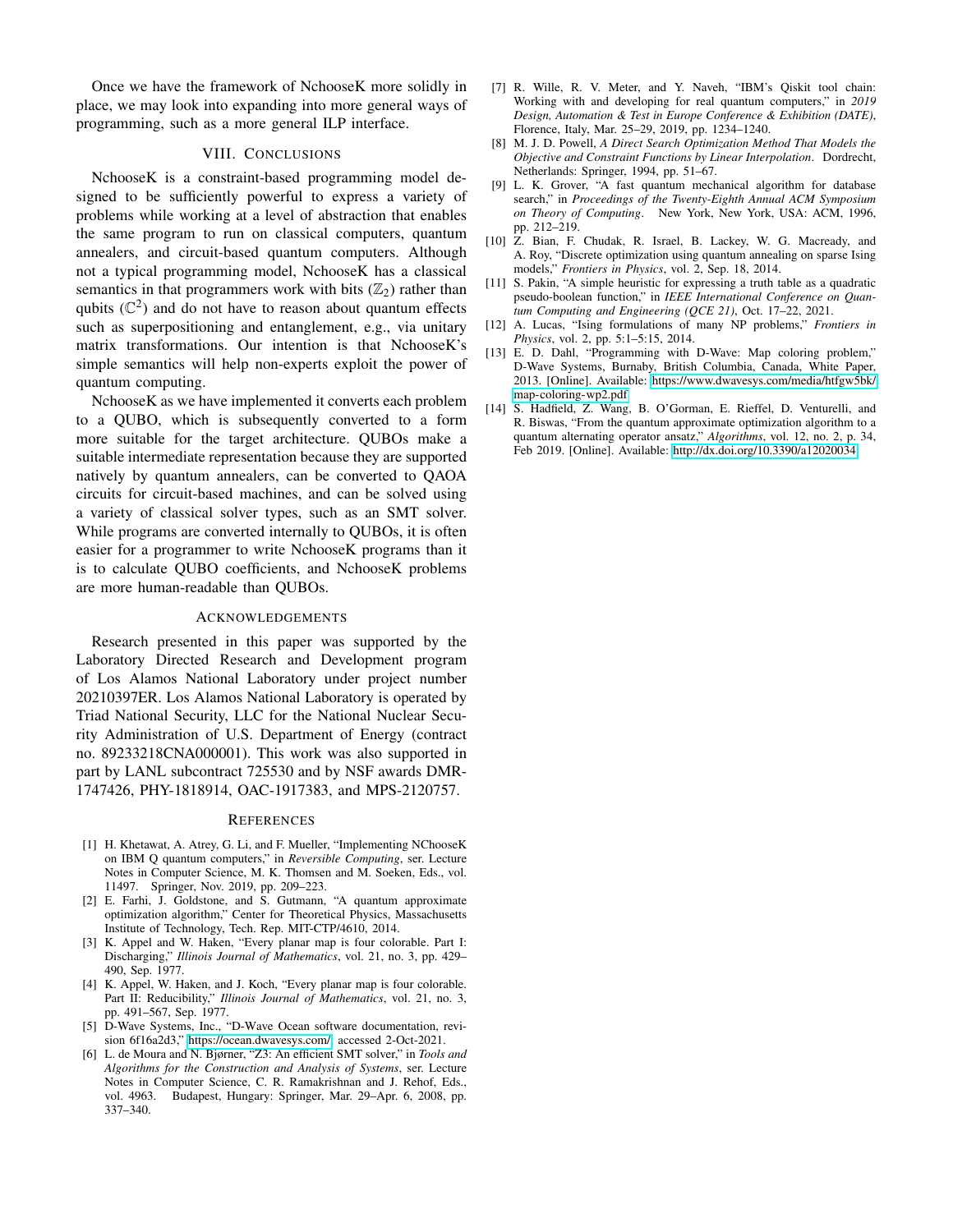Once we have the framework of NchooseK more solidly in place, we may look into expanding into more general ways of programming, such as a more general ILP interface.

## VIII. Conclusions

NchooseK is a constraint-based programming model designed to be sufficiently powerful to express a variety of problems while working at a level of abstraction that enables the same program to run on classical computers, quantum annealers, and circuit-based quantum computers. Although not a typical programming model, NchooseK has a classical semantics in that programmers work with bits ($\mathbb{Z}_2$) rather than qubits ($\mathbb{C}^2$) and do not have to reason about quantum effects such as superpositioning and entanglement, e.g., via unitary matrix transformations. Our intention is that NchooseK's simple semantics will help non-experts exploit the power of quantum computing.

NchooseK as we have implemented it converts each problem to a QUBO, which is subsequently converted to a form more suitable for the target architecture. QUBOs make a suitable intermediate representation because they are supported natively by quantum annealers, can be converted to QAOA circuits for circuit-based machines, and can be solved using a variety of classical solver types, such as an SMT solver. While programs are converted internally to QUBOs, it is often easier for a programmer to write NchooseK programs than it is to calculate QUBO coefficients, and NchooseK problems are more human-readable than QUBOs.

## Acknowledgements

Research presented in this paper was supported by the Laboratory Directed Research and Development program of Los Alamos National Laboratory under project number 20210397ER. Los Alamos National Laboratory is operated by Triad National Security, LLC for the National Nuclear Security Administration of U.S. Department of Energy (contract no. 89233218CNA000001). This work was also supported in part by LANL subcontract 725530 and by NSF awards DMR-1747426, PHY-1818914, OAC-1917383, and MPS-2120757.

## References

[1] H. Khetawat, A. Atrey, G. Li, and F. Mueller, "Implementing NChooseK on IBM Q quantum computers," in *Reversible Computing*, ser. Lecture Notes in Computer Science, M. K. Thomsen and M. Soeken, Eds., vol. 11497. Springer, Nov. 2019, pp. 209–223.

[2] E. Farhi, J. Goldstone, and S. Gutmann, "A quantum approximate optimization algorithm," Center for Theoretical Physics, Massachusetts Institute of Technology, Tech. Rep. MIT-CTP/4610, 2014.

[3] K. Appel and W. Haken, "Every planar map is four colorable. Part I: Discharging," *Illinois Journal of Mathematics*, vol. 21, no. 3, pp. 429–490, Sep. 1977.

[4] K. Appel, W. Haken, and J. Koch, "Every planar map is four colorable. Part II: Reducibility," *Illinois Journal of Mathematics*, vol. 21, no. 3, pp. 491–567, Sep. 1977.

[5] D-Wave Systems, Inc., "D-Wave Ocean software documentation, revision 6f16a2d3," https://ocean.dwavesys.com/, accessed 2-Oct-2021.

[6] L. de Moura and N. Bjørner, "Z3: An efficient SMT solver," in *Tools and Algorithms for the Construction and Analysis of Systems*, ser. Lecture Notes in Computer Science, C. R. Ramakrishnan and J. Rehof, Eds., vol. 4963. Budapest, Hungary: Springer, Mar. 29–Apr. 6, 2008, pp. 337–340.

[7] R. Wille, R. V. Meter, and Y. Naveh, "IBM's Qiskit tool chain: Working with and developing for real quantum computers," in *2019 Design, Automation & Test in Europe Conference & Exhibition (DATE)*, Florence, Italy, Mar. 25–29, 2019, pp. 1234–1240.

[8] M. J. D. Powell, *A Direct Search Optimization Method That Models the Objective and Constraint Functions by Linear Interpolation*. Dordrecht, Netherlands: Springer, 1994, pp. 51–67.

[9] L. K. Grover, "A fast quantum mechanical algorithm for database search," in *Proceedings of the Twenty-Eighth Annual ACM Symposium on Theory of Computing*. New York, New York, USA: ACM, 1996, pp. 212–219.

[10] Z. Bian, F. Chudak, R. Israel, B. Lackey, W. G. Macready, and A. Roy, "Discrete optimization using quantum annealing on sparse Ising models," *Frontiers in Physics*, vol. 2, Sep. 18, 2014.

[11] S. Pakin, "A simple heuristic for expressing a truth table as a quadratic pseudo-boolean function," in *IEEE International Conference on Quantum Computing and Engineering (QCE 21)*, Oct. 17–22, 2021.

[12] A. Lucas, "Ising formulations of many NP problems," *Frontiers in Physics*, vol. 2, pp. 5:1–5:15, 2014.

[13] E. D. Dahl, "Programming with D-Wave: Map coloring problem," D-Wave Systems, Burnaby, British Columbia, Canada, White Paper, 2013. [Online]. Available: https://www.dwavesys.com/media/htfgw5bk/map-coloring-wp2.pdf

[14] S. Hadfield, Z. Wang, B. O'Gorman, E. Rieffel, D. Venturelli, and R. Biswas, "From the quantum approximate optimization algorithm to a quantum alternating operator ansatz," *Algorithms*, vol. 12, no. 2, p. 34, Feb 2019. [Online]. Available: http://dx.doi.org/10.3390/a12020034